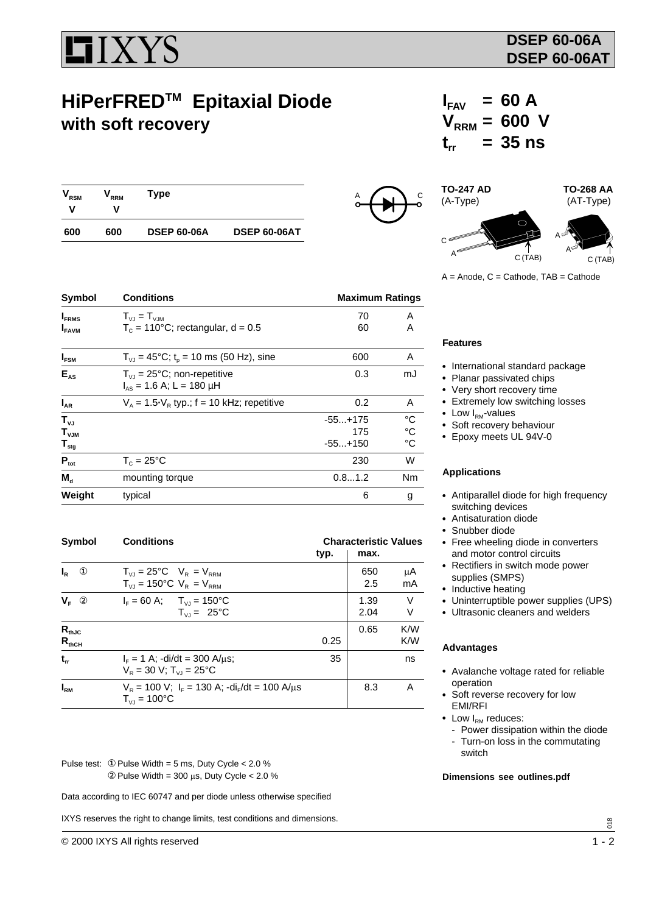# DSEP 60-06A
# DSEP 60-06AT

## HiPerFRED™ Epitaxial Diode with soft recovery

$I_{FAV}$ = 60 A
$V_{RRM}$ = 600 V
$t_{rr}$ = 35 ns

| $V_{RSM}$ V | $V_{RRM}$ V | Type | |
|---|---|---|---|
| 600 | 600 | DSEP 60-06A | DSEP 60-06AT |

TO-247 AD (A-Type)

TO-268 AA (AT-Type)

A = Anode, C = Cathode, TAB = Cathode

| Symbol | Conditions | Maximum Ratings | |
|---|---|---|---|
| $I_{FRMS}$ | $T_{VJ} = T_{VJM}$ | 70 | A |
| $I_{FAVM}$ | $T_C$ = 110°C; rectangular, d = 0.5 | 60 | A |
| $I_{FSM}$ | $T_{VJ}$ = 45°C; $t_p$ = 10 ms (50 Hz), sine | 600 | A |
| $E_{AS}$ | $T_{VJ}$ = 25°C; non-repetitive $I_{AS}$ = 1.6 A; L = 180 µH | 0.3 | mJ |
| $I_{AR}$ | $V_A = 1.5 \cdot V_R$ typ.; f = 10 kHz; repetitive | 0.2 | A |
| $T_{VJ}$ | | -55...+175 | °C |
| $T_{VJM}$ | | 175 | °C |
| $T_{stg}$ | | -55...+150 | °C |
| $P_{tot}$ | $T_C$ = 25°C | 230 | W |
| $M_d$ | mounting torque | 0.8...1.2 | Nm |
| Weight | typical | 6 | g |

| Symbol | Conditions | Characteristic Values typ. | max. | |
|---|---|---|---|---|
| $I_R$ ① | $T_{VJ}$ = 25°C $V_R = V_{RRM}$ | | 650 | µA |
| | $T_{VJ}$ = 150°C $V_R = V_{RRM}$ | | 2.5 | mA |
| $V_F$ ② | $I_F$ = 60 A; $T_{VJ}$ = 150°C | | 1.39 | V |
| | $T_{VJ}$ = 25°C | | 2.04 | V |
| $R_{thJC}$ | | | 0.65 | K/W |
| $R_{thCH}$ | | 0.25 | | K/W |
| $t_{rr}$ | $I_F$ = 1 A; -di/dt = 300 A/µs; $V_R$ = 30 V; $T_{VJ}$ = 25°C | 35 | | ns |
| $I_{RM}$ | $V_R$ = 100 V; $I_F$ = 130 A; -$di_F$/dt = 100 A/µs $T_{VJ}$ = 100°C | | 8.3 | A |

Pulse test: ① Pulse Width = 5 ms, Duty Cycle < 2.0 %
② Pulse Width = 300 µs, Duty Cycle < 2.0 %

Data according to IEC 60747 and per diode unless otherwise specified

IXYS reserves the right to change limits, test conditions and dimensions.

### Features

- International standard package
- Planar passivated chips
- Very short recovery time
- Extremely low switching losses
- Low $I_{RM}$-values
- Soft recovery behaviour
- Epoxy meets UL 94V-0

### Applications

- Antiparallel diode for high frequency switching devices
- Antisaturation diode
- Snubber diode
- Free wheeling diode in converters and motor control circuits
- Rectifiers in switch mode power supplies (SMPS)
- Inductive heating
- Uninterruptible power supplies (UPS)
- Ultrasonic cleaners and welders

### Advantages

- Avalanche voltage rated for reliable operation
- Soft reverse recovery for low EMI/RFI
- Low $I_{RM}$ reduces:
  - Power dissipation within the diode
  - Turn-on loss in the commutating switch

**Dimensions see outlines.pdf**

© 2000 IXYS All rights reserved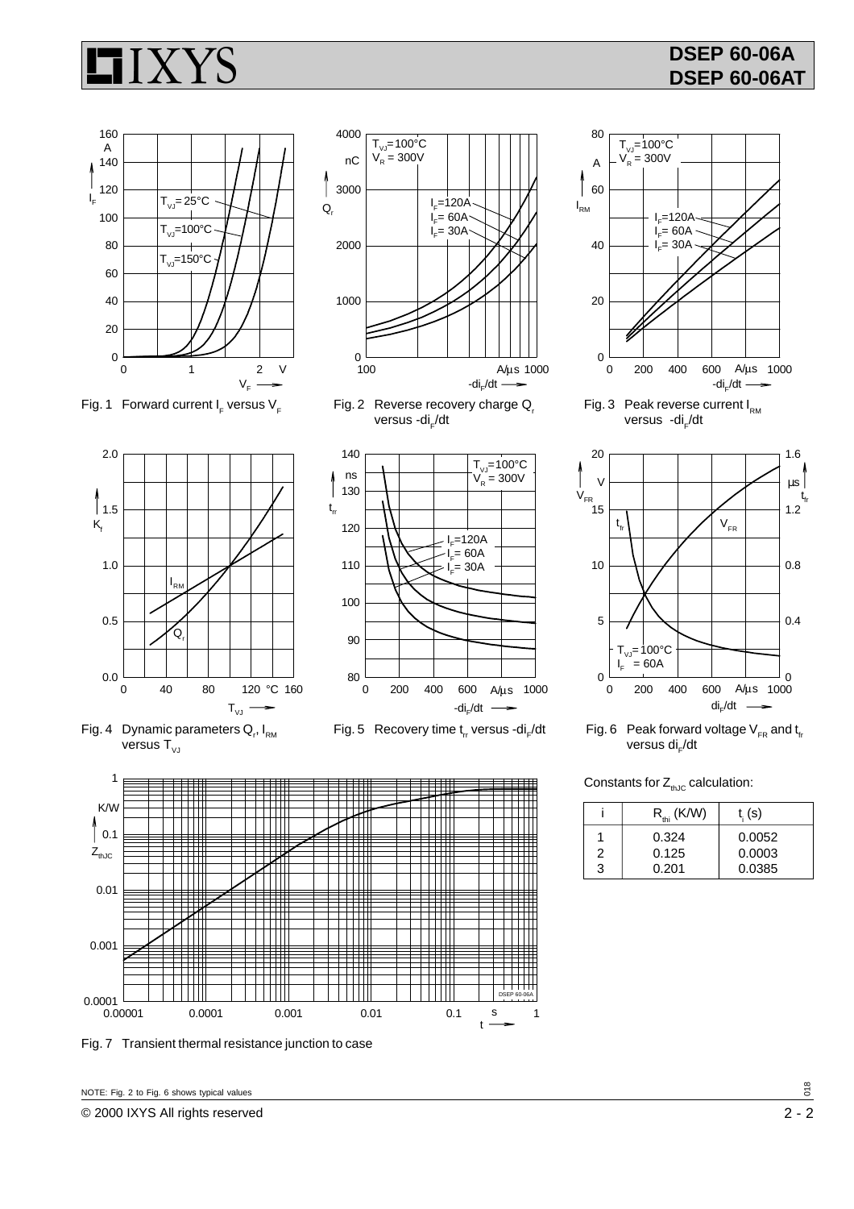160
A
140
$I_F$
120
100
80
60
40
20
0
0 1 2 V
$V_F$

$T_{VJ}$ = 25°C
$T_{VJ}$=100°C
$T_{VJ}$=150°C

Fig. 1 Forward current $I_F$ versus $V_F$

4000
nC
3000
$Q_r$
2000
1000
0
100 A/µs 1000
$-di_F/dt$

$T_{VJ}$= 100°C
$V_R$ = 300V
$I_F$=120A
$I_F$= 60A
$I_F$= 30A

Fig. 2 Reverse recovery charge $Q_r$ versus $-di_F/dt$

80
A
60
$I_{RM}$
40
20
0
0 200 400 600 A/µs 1000
$-di_F/dt$

$T_{VJ}$=100°C
$V_R$ = 300V
$I_F$=120A
$I_F$= 60A
$I_F$= 30A

Fig. 3 Peak reverse current $I_{RM}$ versus $-di_F/dt$

2.0
1.5
$K_f$
1.0
0.5
0.0
0 40 80 120 °C 160
$T_{VJ}$

$I_{RM}$
$Q_r$

Fig. 4 Dynamic parameters $Q_r$, $I_{RM}$ versus $T_{VJ}$

140
ns
130
$t_{rr}$
120
110
100
90
80
0 200 400 600 A/µs 1000
$-di_F/dt$

$T_{VJ}$=100°C
$V_R$ = 300V
$I_F$=120A
$I_F$= 60A
$I_F$= 30A

Fig. 5 Recovery time $t_{rr}$ versus $-di_F/dt$

20
V
$V_{FR}$
15
10
5
0
0 200 400 600 A/µs 1000
$di_F/dt$

1.6
µs
$t_{fr}$
1.2
0.8
0.4
0

$t_{fr}$
$V_{FR}$
$T_{VJ}$= 100°C
$I_F$ = 60A

Fig. 6 Peak forward voltage $V_{FR}$ and $t_{fr}$ versus $di_F/dt$

1
K/W
0.1
$Z_{thJC}$
0.01
0.001
0.0001
0.00001 0.0001 0.001 0.01 0.1 s 1
t

DSEP 60-06A

Fig. 7 Transient thermal resistance junction to case

Constants for $Z_{thJC}$ calculation:

| i | $R_{thi}$ (K/W) | $t_i$ (s) |
|---|---|---|
| 1 | 0.324 | 0.0052 |
| 2 | 0.125 | 0.0003 |
| 3 | 0.201 | 0.0385 |

NOTE: Fig. 2 to Fig. 6 shows typical values

© 2000 IXYS All rights reserved